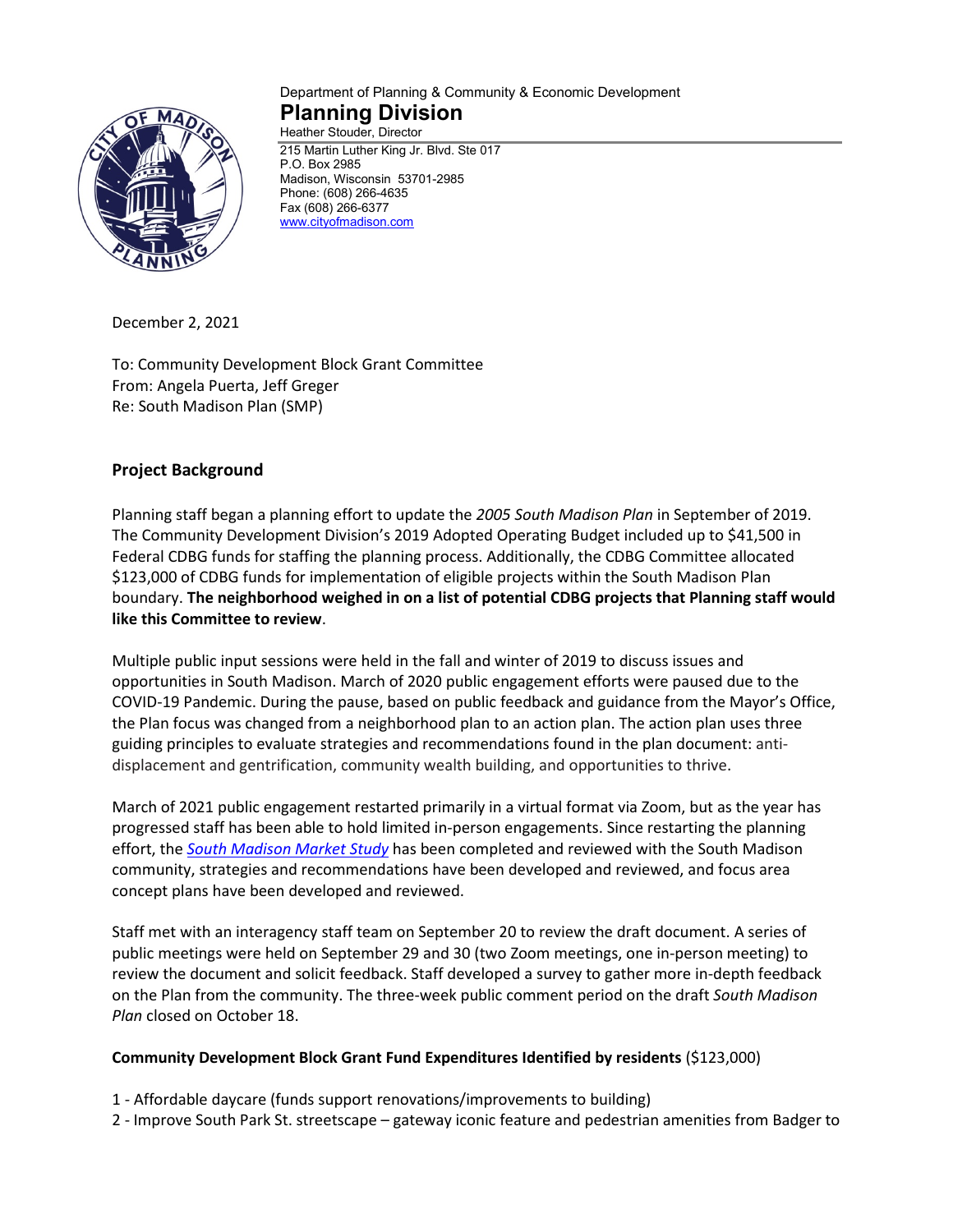Department of Planning & Community & Economic Development

**Planning Division**

Heather Stouder, Director

215 Martin Luther King Jr. Blvd. Ste 017
P.O. Box 2985
Madison, Wisconsin 53701-2985
Phone: (608) 266-4635
Fax (608) 266-6377
www.cityofmadison.com

December 2, 2021

To: Community Development Block Grant Committee
From: Angela Puerta, Jeff Greger
Re: South Madison Plan (SMP)

## Project Background

Planning staff began a planning effort to update the *2005 South Madison Plan* in September of 2019. The Community Development Division's 2019 Adopted Operating Budget included up to $41,500 in Federal CDBG funds for staffing the planning process. Additionally, the CDBG Committee allocated $123,000 of CDBG funds for implementation of eligible projects within the South Madison Plan boundary. **The neighborhood weighed in on a list of potential CDBG projects that Planning staff would like this Committee to review**.

Multiple public input sessions were held in the fall and winter of 2019 to discuss issues and opportunities in South Madison. March of 2020 public engagement efforts were paused due to the COVID-19 Pandemic. During the pause, based on public feedback and guidance from the Mayor's Office, the Plan focus was changed from a neighborhood plan to an action plan. The action plan uses three guiding principles to evaluate strategies and recommendations found in the plan document: anti-displacement and gentrification, community wealth building, and opportunities to thrive.

March of 2021 public engagement restarted primarily in a virtual format via Zoom, but as the year has progressed staff has been able to hold limited in-person engagements. Since restarting the planning effort, the *South Madison Market Study* has been completed and reviewed with the South Madison community, strategies and recommendations have been developed and reviewed, and focus area concept plans have been developed and reviewed.

Staff met with an interagency staff team on September 20 to review the draft document. A series of public meetings were held on September 29 and 30 (two Zoom meetings, one in-person meeting) to review the document and solicit feedback. Staff developed a survey to gather more in-depth feedback on the Plan from the community. The three-week public comment period on the draft *South Madison Plan* closed on October 18.

**Community Development Block Grant Fund Expenditures Identified by residents** ($123,000)

1 - Affordable daycare (funds support renovations/improvements to building)
2 - Improve South Park St. streetscape – gateway iconic feature and pedestrian amenities from Badger to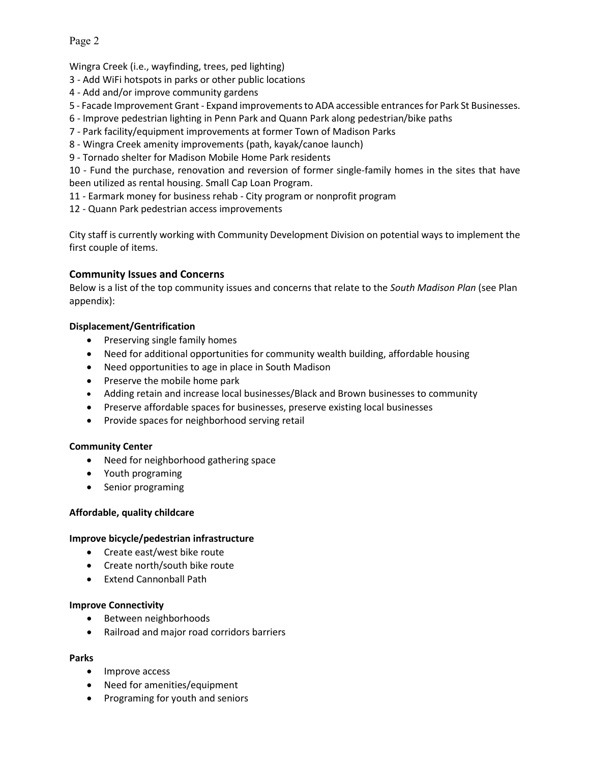Wingra Creek (i.e., wayfinding, trees, ped lighting)
3 - Add WiFi hotspots in parks or other public locations
4 - Add and/or improve community gardens
5 - Facade Improvement Grant - Expand improvements to ADA accessible entrances for Park St Businesses.
6 - Improve pedestrian lighting in Penn Park and Quann Park along pedestrian/bike paths
7 - Park facility/equipment improvements at former Town of Madison Parks
8 - Wingra Creek amenity improvements (path, kayak/canoe launch)
9 - Tornado shelter for Madison Mobile Home Park residents
10 - Fund the purchase, renovation and reversion of former single-family homes in the sites that have been utilized as rental housing. Small Cap Loan Program.
11 - Earmark money for business rehab - City program or nonprofit program
12 - Quann Park pedestrian access improvements

City staff is currently working with Community Development Division on potential ways to implement the first couple of items.

## Community Issues and Concerns

Below is a list of the top community issues and concerns that relate to the *South Madison Plan* (see Plan appendix):

**Displacement/Gentrification**

- Preserving single family homes
- Need for additional opportunities for community wealth building, affordable housing
- Need opportunities to age in place in South Madison
- Preserve the mobile home park
- Adding retain and increase local businesses/Black and Brown businesses to community
- Preserve affordable spaces for businesses, preserve existing local businesses
- Provide spaces for neighborhood serving retail

**Community Center**

- Need for neighborhood gathering space
- Youth programing
- Senior programing

**Affordable, quality childcare**

**Improve bicycle/pedestrian infrastructure**

- Create east/west bike route
- Create north/south bike route
- Extend Cannonball Path

**Improve Connectivity**

- Between neighborhoods
- Railroad and major road corridors barriers

**Parks**

- Improve access
- Need for amenities/equipment
- Programing for youth and seniors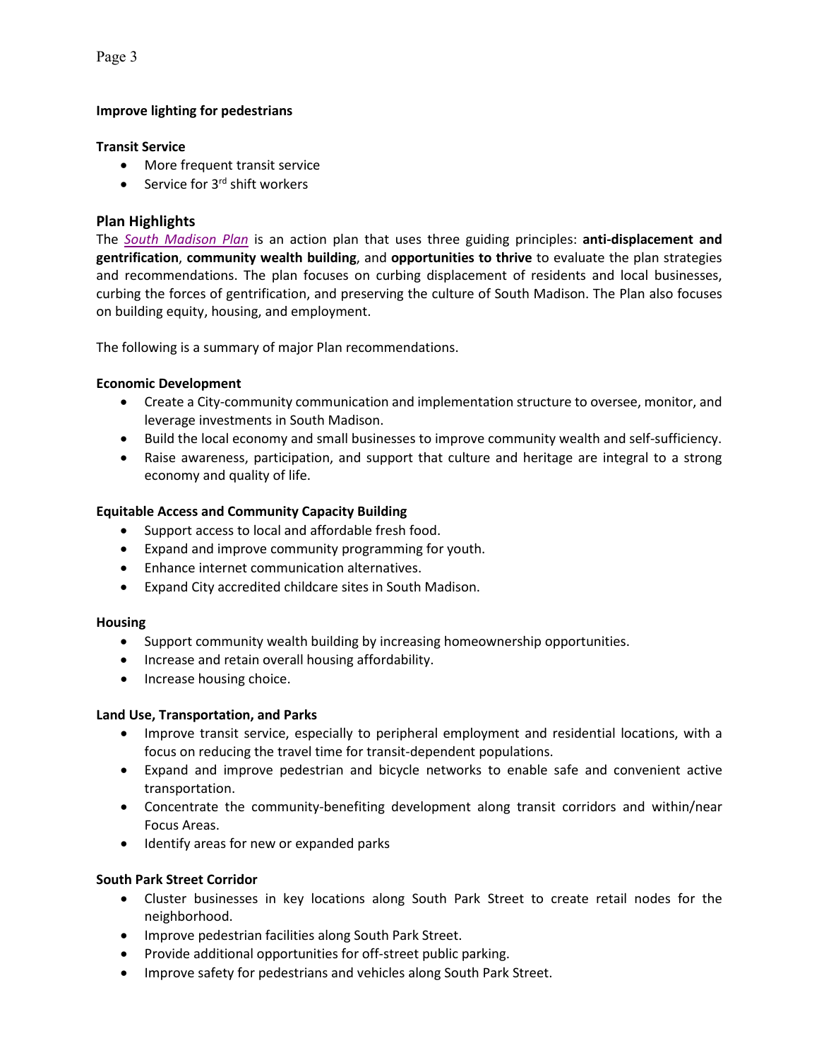**Improve lighting for pedestrians**

**Transit Service**

- More frequent transit service
- Service for 3rd shift workers

## Plan Highlights

The *South Madison Plan* is an action plan that uses three guiding principles: **anti-displacement and gentrification**, **community wealth building**, and **opportunities to thrive** to evaluate the plan strategies and recommendations. The plan focuses on curbing displacement of residents and local businesses, curbing the forces of gentrification, and preserving the culture of South Madison. The Plan also focuses on building equity, housing, and employment.

The following is a summary of major Plan recommendations.

**Economic Development**

- Create a City-community communication and implementation structure to oversee, monitor, and leverage investments in South Madison.
- Build the local economy and small businesses to improve community wealth and self-sufficiency.
- Raise awareness, participation, and support that culture and heritage are integral to a strong economy and quality of life.

**Equitable Access and Community Capacity Building**

- Support access to local and affordable fresh food.
- Expand and improve community programming for youth.
- Enhance internet communication alternatives.
- Expand City accredited childcare sites in South Madison.

**Housing**

- Support community wealth building by increasing homeownership opportunities.
- Increase and retain overall housing affordability.
- Increase housing choice.

**Land Use, Transportation, and Parks**

- Improve transit service, especially to peripheral employment and residential locations, with a focus on reducing the travel time for transit-dependent populations.
- Expand and improve pedestrian and bicycle networks to enable safe and convenient active transportation.
- Concentrate the community-benefiting development along transit corridors and within/near Focus Areas.
- Identify areas for new or expanded parks

**South Park Street Corridor**

- Cluster businesses in key locations along South Park Street to create retail nodes for the neighborhood.
- Improve pedestrian facilities along South Park Street.
- Provide additional opportunities for off-street public parking.
- Improve safety for pedestrians and vehicles along South Park Street.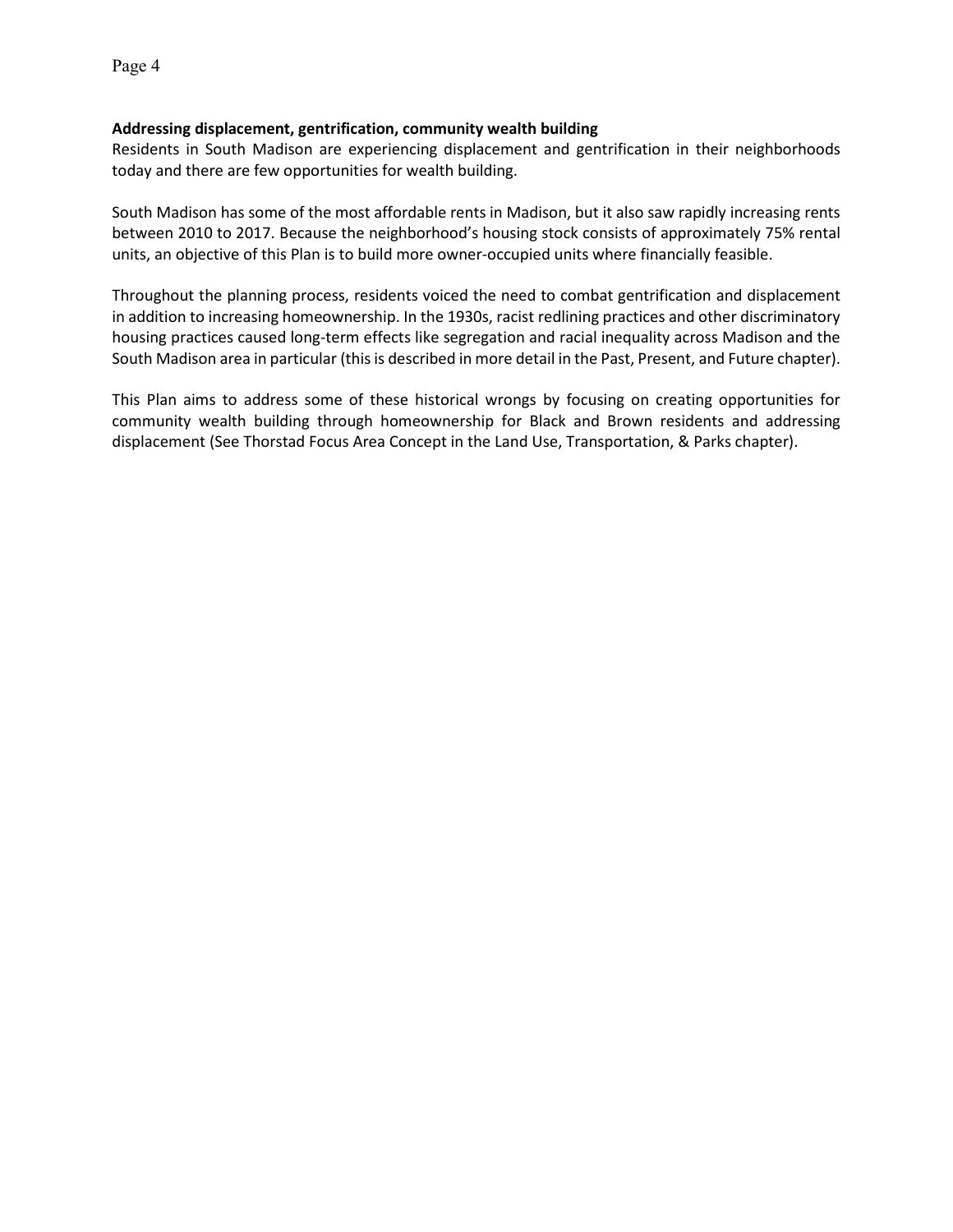**Addressing displacement, gentrification, community wealth building**

Residents in South Madison are experiencing displacement and gentrification in their neighborhoods today and there are few opportunities for wealth building.

South Madison has some of the most affordable rents in Madison, but it also saw rapidly increasing rents between 2010 to 2017. Because the neighborhood's housing stock consists of approximately 75% rental units, an objective of this Plan is to build more owner-occupied units where financially feasible.

Throughout the planning process, residents voiced the need to combat gentrification and displacement in addition to increasing homeownership. In the 1930s, racist redlining practices and other discriminatory housing practices caused long-term effects like segregation and racial inequality across Madison and the South Madison area in particular (this is described in more detail in the Past, Present, and Future chapter).

This Plan aims to address some of these historical wrongs by focusing on creating opportunities for community wealth building through homeownership for Black and Brown residents and addressing displacement (See Thorstad Focus Area Concept in the Land Use, Transportation, & Parks chapter).